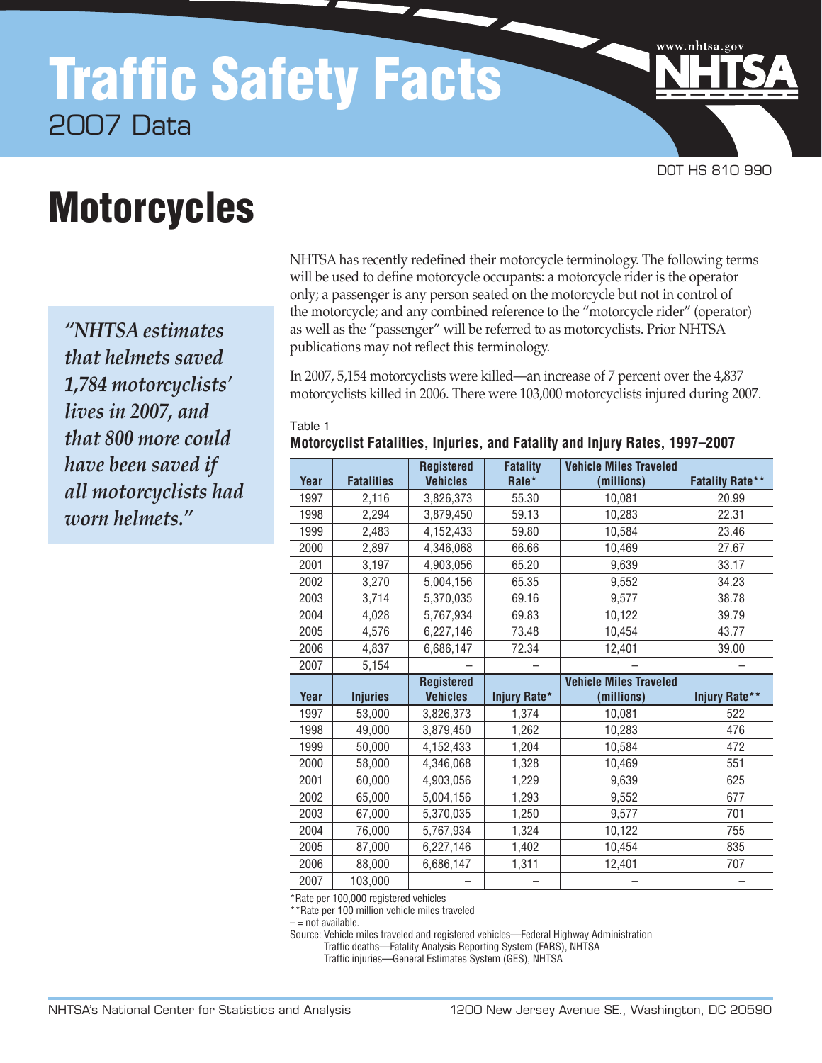# Traffic Safety Facts

2007 Data

DOT HS 810 990

# Motorcycles

> *"NHTSA estimates that helmets saved 1,784 motorcyclists' lives in 2007, and that 800 more could have been saved if all motorcyclists had worn helmets."*

NHTSA has recently redefined their motorcycle terminology. The following terms will be used to define motorcycle occupants: a motorcycle rider is the operator only; a passenger is any person seated on the motorcycle but not in control of the motorcycle; and any combined reference to the "motorcycle rider" (operator) as well as the "passenger" will be referred to as motorcyclists. Prior NHTSA publications may not reflect this terminology.

In 2007, 5,154 motorcyclists were killed—an increase of 7 percent over the 4,837 motorcyclists killed in 2006. There were 103,000 motorcyclists injured during 2007.

Table 1

**Motorcyclist Fatalities, Injuries, and Fatality and Injury Rates, 1997–2007**

| Year | Fatalities | Registered Vehicles | Fatality Rate* | Vehicle Miles Traveled (millions) | Fatality Rate** |
|---|---|---|---|---|---|
| 1997 | 2,116 | 3,826,373 | 55.30 | 10,081 | 20.99 |
| 1998 | 2,294 | 3,879,450 | 59.13 | 10,283 | 22.31 |
| 1999 | 2,483 | 4,152,433 | 59.80 | 10,584 | 23.46 |
| 2000 | 2,897 | 4,346,068 | 66.66 | 10,469 | 27.67 |
| 2001 | 3,197 | 4,903,056 | 65.20 | 9,639 | 33.17 |
| 2002 | 3,270 | 5,004,156 | 65.35 | 9,552 | 34.23 |
| 2003 | 3,714 | 5,370,035 | 69.16 | 9,577 | 38.78 |
| 2004 | 4,028 | 5,767,934 | 69.83 | 10,122 | 39.79 |
| 2005 | 4,576 | 6,227,146 | 73.48 | 10,454 | 43.77 |
| 2006 | 4,837 | 6,686,147 | 72.34 | 12,401 | 39.00 |
| 2007 | 5,154 | – | – | – | – |
| **Year** | **Injuries** | **Registered Vehicles** | **Injury Rate*** | **Vehicle Miles Traveled (millions)** | **Injury Rate**** |
| 1997 | 53,000 | 3,826,373 | 1,374 | 10,081 | 522 |
| 1998 | 49,000 | 3,879,450 | 1,262 | 10,283 | 476 |
| 1999 | 50,000 | 4,152,433 | 1,204 | 10,584 | 472 |
| 2000 | 58,000 | 4,346,068 | 1,328 | 10,469 | 551 |
| 2001 | 60,000 | 4,903,056 | 1,229 | 9,639 | 625 |
| 2002 | 65,000 | 5,004,156 | 1,293 | 9,552 | 677 |
| 2003 | 67,000 | 5,370,035 | 1,250 | 9,577 | 701 |
| 2004 | 76,000 | 5,767,934 | 1,324 | 10,122 | 755 |
| 2005 | 87,000 | 6,227,146 | 1,402 | 10,454 | 835 |
| 2006 | 88,000 | 6,686,147 | 1,311 | 12,401 | 707 |
| 2007 | 103,000 | – | – | – | – |

*Rate per 100,000 registered vehicles

**Rate per 100 million vehicle miles traveled

– = not available.

Source: Vehicle miles traveled and registered vehicles—Federal Highway Administration
Traffic deaths—Fatality Analysis Reporting System (FARS), NHTSA
Traffic injuries—General Estimates System (GES), NHTSA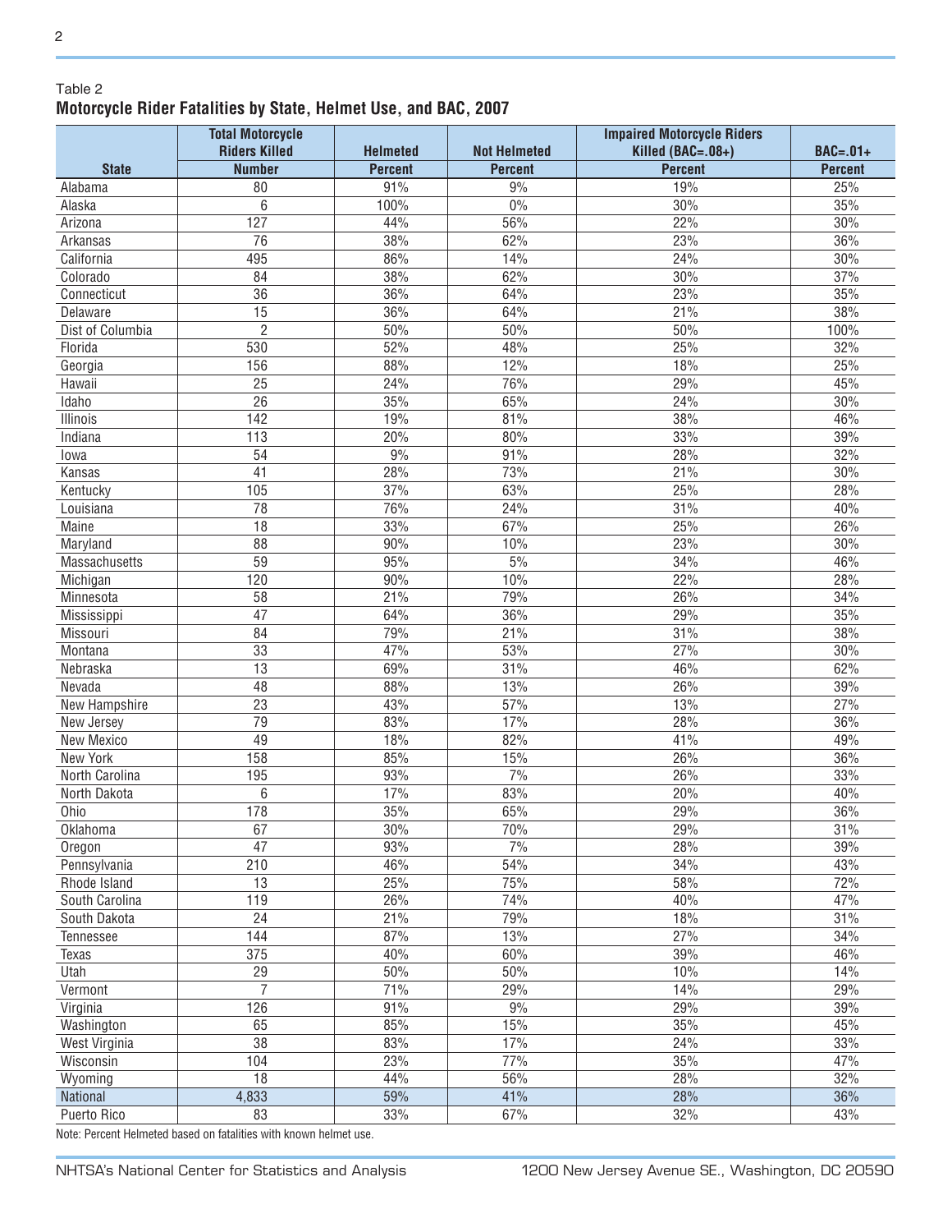Table 2

**Motorcycle Rider Fatalities by State, Helmet Use, and BAC, 2007**

| | Total Motorcycle Riders Killed | Helmeted | Not Helmeted | Impaired Motorcycle Riders Killed (BAC=.08+) | BAC=.01+ |
|---|---|---|---|---|---|
| State | Number | Percent | Percent | Percent | Percent |
| Alabama | 80 | 91% | 9% | 19% | 25% |
| Alaska | 6 | 100% | 0% | 30% | 35% |
| Arizona | 127 | 44% | 56% | 22% | 30% |
| Arkansas | 76 | 38% | 62% | 23% | 36% |
| California | 495 | 86% | 14% | 24% | 30% |
| Colorado | 84 | 38% | 62% | 30% | 37% |
| Connecticut | 36 | 36% | 64% | 23% | 35% |
| Delaware | 15 | 36% | 64% | 21% | 38% |
| Dist of Columbia | 2 | 50% | 50% | 50% | 100% |
| Florida | 530 | 52% | 48% | 25% | 32% |
| Georgia | 156 | 88% | 12% | 18% | 25% |
| Hawaii | 25 | 24% | 76% | 29% | 45% |
| Idaho | 26 | 35% | 65% | 24% | 30% |
| Illinois | 142 | 19% | 81% | 38% | 46% |
| Indiana | 113 | 20% | 80% | 33% | 39% |
| Iowa | 54 | 9% | 91% | 28% | 32% |
| Kansas | 41 | 28% | 73% | 21% | 30% |
| Kentucky | 105 | 37% | 63% | 25% | 28% |
| Louisiana | 78 | 76% | 24% | 31% | 40% |
| Maine | 18 | 33% | 67% | 25% | 26% |
| Maryland | 88 | 90% | 10% | 23% | 30% |
| Massachusetts | 59 | 95% | 5% | 34% | 46% |
| Michigan | 120 | 90% | 10% | 22% | 28% |
| Minnesota | 58 | 21% | 79% | 26% | 34% |
| Mississippi | 47 | 64% | 36% | 29% | 35% |
| Missouri | 84 | 79% | 21% | 31% | 38% |
| Montana | 33 | 47% | 53% | 27% | 30% |
| Nebraska | 13 | 69% | 31% | 46% | 62% |
| Nevada | 48 | 88% | 13% | 26% | 39% |
| New Hampshire | 23 | 43% | 57% | 13% | 27% |
| New Jersey | 79 | 83% | 17% | 28% | 36% |
| New Mexico | 49 | 18% | 82% | 41% | 49% |
| New York | 158 | 85% | 15% | 26% | 36% |
| North Carolina | 195 | 93% | 7% | 26% | 33% |
| North Dakota | 6 | 17% | 83% | 20% | 40% |
| Ohio | 178 | 35% | 65% | 29% | 36% |
| Oklahoma | 67 | 30% | 70% | 29% | 31% |
| Oregon | 47 | 93% | 7% | 28% | 39% |
| Pennsylvania | 210 | 46% | 54% | 34% | 43% |
| Rhode Island | 13 | 25% | 75% | 58% | 72% |
| South Carolina | 119 | 26% | 74% | 40% | 47% |
| South Dakota | 24 | 21% | 79% | 18% | 31% |
| Tennessee | 144 | 87% | 13% | 27% | 34% |
| Texas | 375 | 40% | 60% | 39% | 46% |
| Utah | 29 | 50% | 50% | 10% | 14% |
| Vermont | 7 | 71% | 29% | 14% | 29% |
| Virginia | 126 | 91% | 9% | 29% | 39% |
| Washington | 65 | 85% | 15% | 35% | 45% |
| West Virginia | 38 | 83% | 17% | 24% | 33% |
| Wisconsin | 104 | 23% | 77% | 35% | 47% |
| Wyoming | 18 | 44% | 56% | 28% | 32% |
| National | 4,833 | 59% | 41% | 28% | 36% |
| Puerto Rico | 83 | 33% | 67% | 32% | 43% |

Note: Percent Helmeted based on fatalities with known helmet use.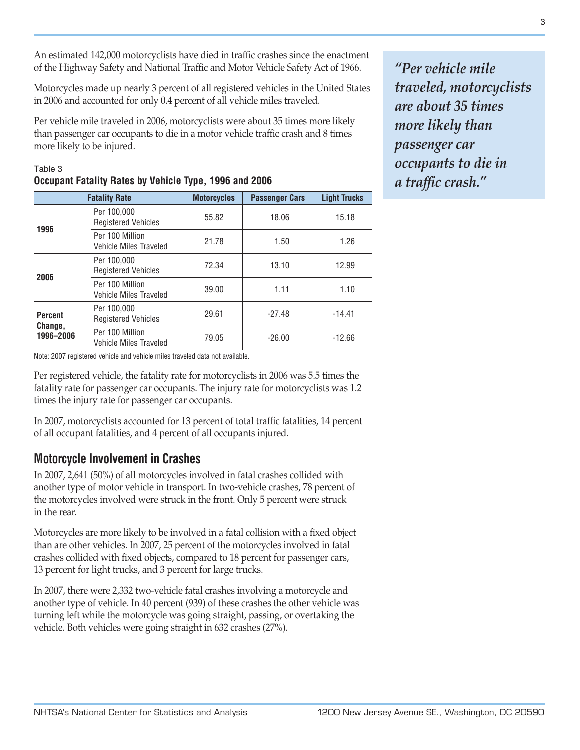An estimated 142,000 motorcyclists have died in traffic crashes since the enactment of the Highway Safety and National Traffic and Motor Vehicle Safety Act of 1966.

Motorcycles made up nearly 3 percent of all registered vehicles in the United States in 2006 and accounted for only 0.4 percent of all vehicle miles traveled.

Per vehicle mile traveled in 2006, motorcyclists were about 35 times more likely than passenger car occupants to die in a motor vehicle traffic crash and 8 times more likely to be injured.

> ***"Per vehicle mile traveled, motorcyclists are about 35 times more likely than passenger car occupants to die in a traffic crash."***

Table 3
**Occupant Fatality Rates by Vehicle Type, 1996 and 2006**

| Fatality Rate | | Motorcycles | Passenger Cars | Light Trucks |
|---|---|---|---|---|
| **1996** | Per 100,000 Registered Vehicles | 55.82 | 18.06 | 15.18 |
| | Per 100 Million Vehicle Miles Traveled | 21.78 | 1.50 | 1.26 |
| **2006** | Per 100,000 Registered Vehicles | 72.34 | 13.10 | 12.99 |
| | Per 100 Million Vehicle Miles Traveled | 39.00 | 1.11 | 1.10 |
| **Percent Change, 1996–2006** | Per 100,000 Registered Vehicles | 29.61 | -27.48 | -14.41 |
| | Per 100 Million Vehicle Miles Traveled | 79.05 | -26.00 | -12.66 |

Note: 2007 registered vehicle and vehicle miles traveled data not available.

Per registered vehicle, the fatality rate for motorcyclists in 2006 was 5.5 times the fatality rate for passenger car occupants. The injury rate for motorcyclists was 1.2 times the injury rate for passenger car occupants.

In 2007, motorcyclists accounted for 13 percent of total traffic fatalities, 14 percent of all occupant fatalities, and 4 percent of all occupants injured.

## Motorcycle Involvement in Crashes

In 2007, 2,641 (50%) of all motorcycles involved in fatal crashes collided with another type of motor vehicle in transport. In two-vehicle crashes, 78 percent of the motorcycles involved were struck in the front. Only 5 percent were struck in the rear.

Motorcycles are more likely to be involved in a fatal collision with a fixed object than are other vehicles. In 2007, 25 percent of the motorcycles involved in fatal crashes collided with fixed objects, compared to 18 percent for passenger cars, 13 percent for light trucks, and 3 percent for large trucks.

In 2007, there were 2,332 two-vehicle fatal crashes involving a motorcycle and another type of vehicle. In 40 percent (939) of these crashes the other vehicle was turning left while the motorcycle was going straight, passing, or overtaking the vehicle. Both vehicles were going straight in 632 crashes (27%).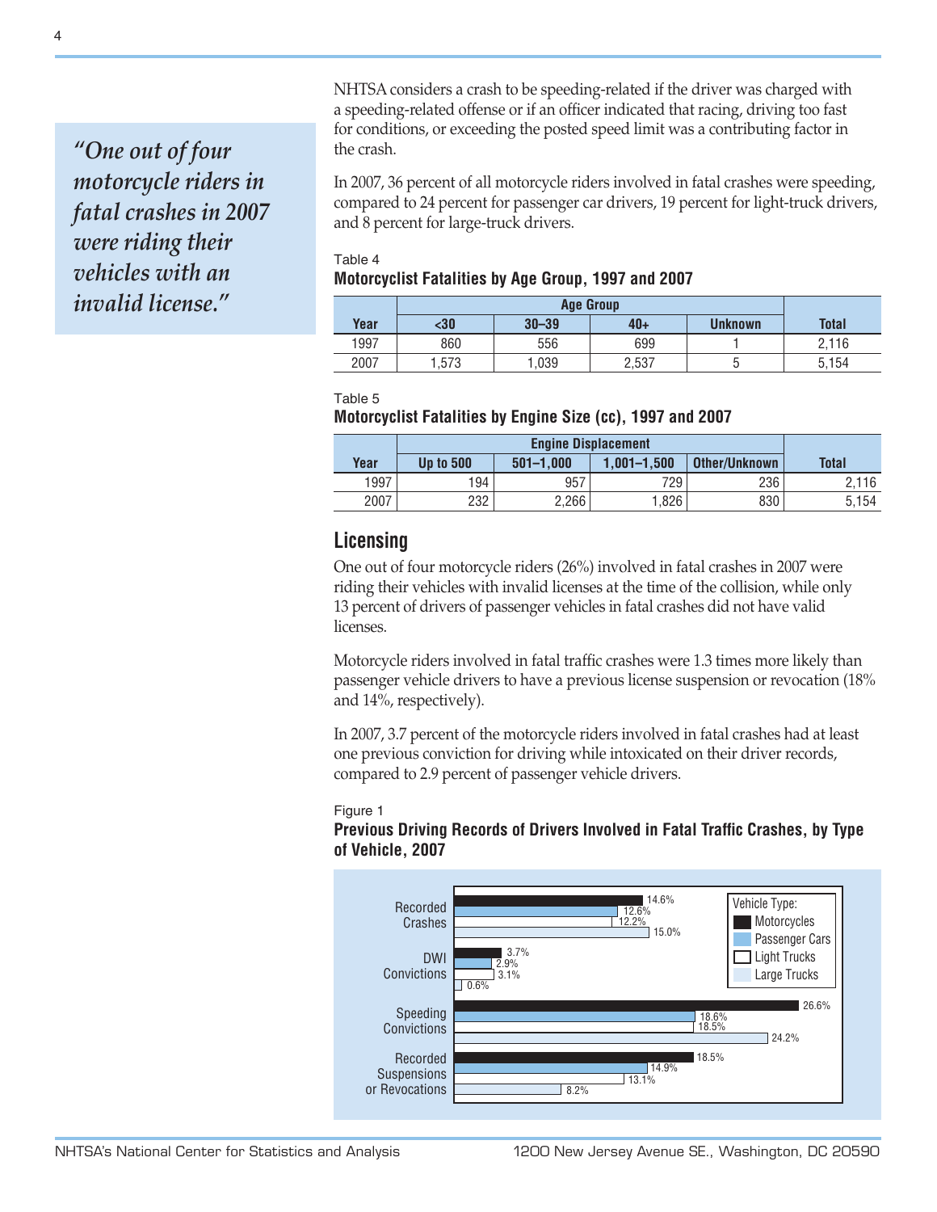*"One out of four motorcycle riders in fatal crashes in 2007 were riding their vehicles with an invalid license."*

NHTSA considers a crash to be speeding-related if the driver was charged with a speeding-related offense or if an officer indicated that racing, driving too fast for conditions, or exceeding the posted speed limit was a contributing factor in the crash.

In 2007, 36 percent of all motorcycle riders involved in fatal crashes were speeding, compared to 24 percent for passenger car drivers, 19 percent for light-truck drivers, and 8 percent for large-truck drivers.

Table 4
**Motorcyclist Fatalities by Age Group, 1997 and 2007**

| | Age Group | | | | |
|---|---|---|---|---|---|
| **Year** | **<30** | **30–39** | **40+** | **Unknown** | **Total** |
| 1997 | 860 | 556 | 699 | 1 | 2,116 |
| 2007 | 1,573 | 1,039 | 2,537 | 5 | 5,154 |

Table 5
**Motorcyclist Fatalities by Engine Size (cc), 1997 and 2007**

| | Engine Displacement | | | | |
|---|---|---|---|---|---|
| **Year** | **Up to 500** | **501–1,000** | **1,001–1,500** | **Other/Unknown** | **Total** |
| 1997 | 194 | 957 | 729 | 236 | 2,116 |
| 2007 | 232 | 2,266 | 1,826 | 830 | 5,154 |

## Licensing

One out of four motorcycle riders (26%) involved in fatal crashes in 2007 were riding their vehicles with invalid licenses at the time of the collision, while only 13 percent of drivers of passenger vehicles in fatal crashes did not have valid licenses.

Motorcycle riders involved in fatal traffic crashes were 1.3 times more likely than passenger vehicle drivers to have a previous license suspension or revocation (18% and 14%, respectively).

In 2007, 3.7 percent of the motorcycle riders involved in fatal crashes had at least one previous conviction for driving while intoxicated on their driver records, compared to 2.9 percent of passenger vehicle drivers.

Figure 1
**Previous Driving Records of Drivers Involved in Fatal Traffic Crashes, by Type of Vehicle, 2007**

| Driving Record | Motorcycles | Passenger Cars | Light Trucks | Large Trucks |
|---|---|---|---|---|
| Recorded Crashes | 14.6% | 12.6% | 12.2% | 15.0% |
| DWI Convictions | 3.7% | 2.9% | 3.1% | 0.6% |
| Speeding Convictions | 26.6% | 18.6% | 18.5% | 24.2% |
| Recorded Suspensions or Revocations | 18.5% | 14.9% | 13.1% | 8.2% |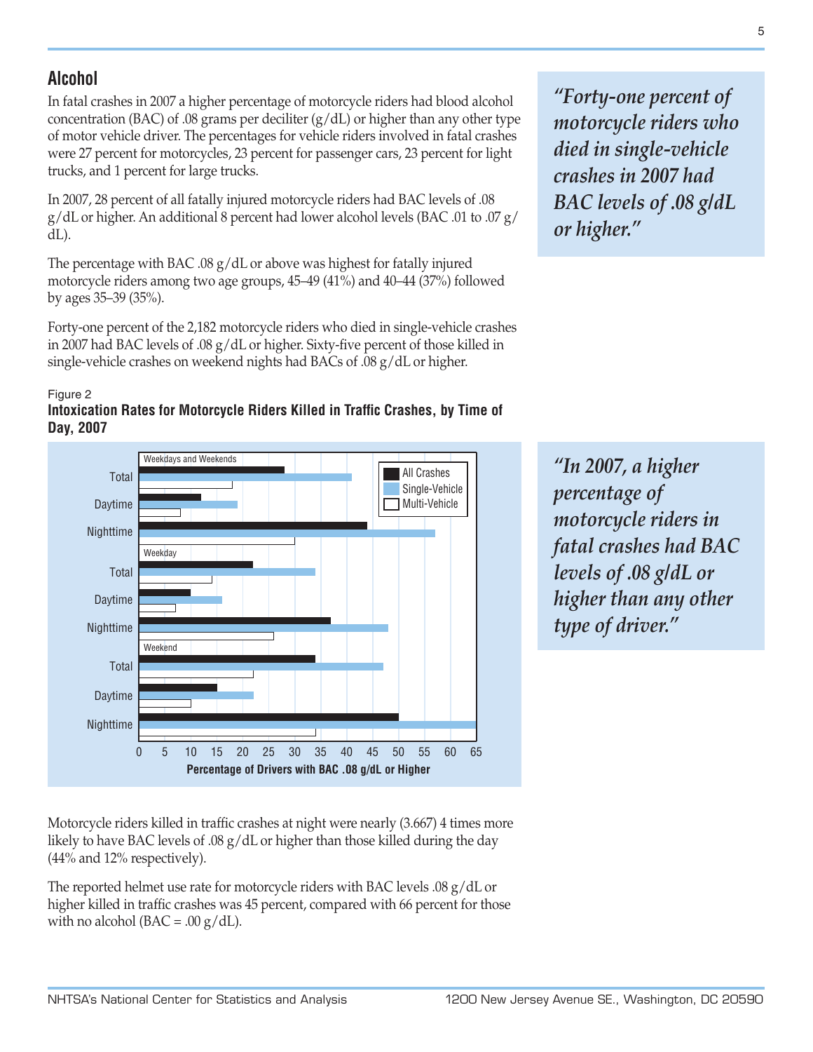## Alcohol

In fatal crashes in 2007 a higher percentage of motorcycle riders had blood alcohol concentration (BAC) of .08 grams per deciliter (g/dL) or higher than any other type of motor vehicle driver. The percentages for vehicle riders involved in fatal crashes were 27 percent for motorcycles, 23 percent for passenger cars, 23 percent for light trucks, and 1 percent for large trucks.

In 2007, 28 percent of all fatally injured motorcycle riders had BAC levels of .08 g/dL or higher. An additional 8 percent had lower alcohol levels (BAC .01 to .07 g/dL).

The percentage with BAC .08 g/dL or above was highest for fatally injured motorcycle riders among two age groups, 45–49 (41%) and 40–44 (37%) followed by ages 35–39 (35%).

Forty-one percent of the 2,182 motorcycle riders who died in single-vehicle crashes in 2007 had BAC levels of .08 g/dL or higher. Sixty-five percent of those killed in single-vehicle crashes on weekend nights had BACs of .08 g/dL or higher.

> *"Forty-one percent of motorcycle riders who died in single-vehicle crashes in 2007 had BAC levels of .08 g/dL or higher."*

Figure 2
**Intoxication Rates for Motorcycle Riders Killed in Traffic Crashes, by Time of Day, 2007**

> *"In 2007, a higher percentage of motorcycle riders in fatal crashes had BAC levels of .08 g/dL or higher than any other type of driver."*

Motorcycle riders killed in traffic crashes at night were nearly (3.667) 4 times more likely to have BAC levels of .08 g/dL or higher than those killed during the day (44% and 12% respectively).

The reported helmet use rate for motorcycle riders with BAC levels .08 g/dL or higher killed in traffic crashes was 45 percent, compared with 66 percent for those with no alcohol (BAC = .00 g/dL).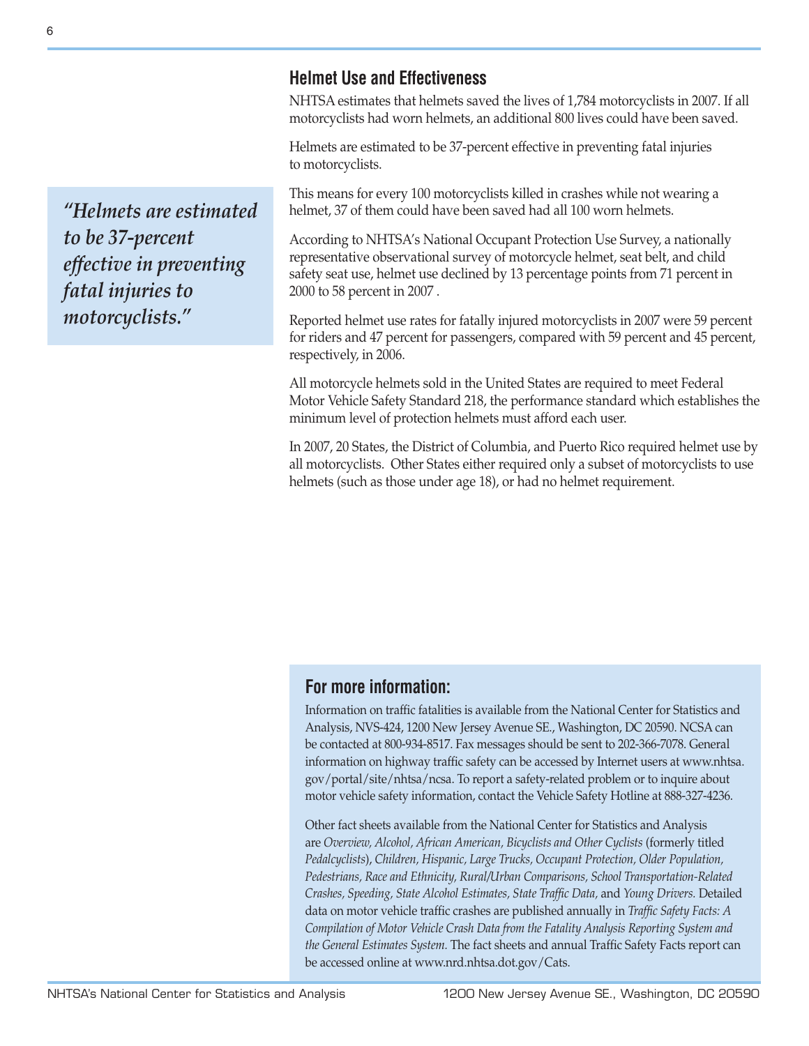## Helmet Use and Effectiveness

NHTSA estimates that helmets saved the lives of 1,784 motorcyclists in 2007. If all motorcyclists had worn helmets, an additional 800 lives could have been saved.

Helmets are estimated to be 37-percent effective in preventing fatal injuries to motorcyclists.

> *"Helmets are estimated to be 37-percent effective in preventing fatal injuries to motorcyclists."*

This means for every 100 motorcyclists killed in crashes while not wearing a helmet, 37 of them could have been saved had all 100 worn helmets.

According to NHTSA's National Occupant Protection Use Survey, a nationally representative observational survey of motorcycle helmet, seat belt, and child safety seat use, helmet use declined by 13 percentage points from 71 percent in 2000 to 58 percent in 2007 .

Reported helmet use rates for fatally injured motorcyclists in 2007 were 59 percent for riders and 47 percent for passengers, compared with 59 percent and 45 percent, respectively, in 2006.

All motorcycle helmets sold in the United States are required to meet Federal Motor Vehicle Safety Standard 218, the performance standard which establishes the minimum level of protection helmets must afford each user.

In 2007, 20 States, the District of Columbia, and Puerto Rico required helmet use by all motorcyclists. Other States either required only a subset of motorcyclists to use helmets (such as those under age 18), or had no helmet requirement.

## For more information:

Information on traffic fatalities is available from the National Center for Statistics and Analysis, NVS-424, 1200 New Jersey Avenue SE., Washington, DC 20590. NCSA can be contacted at 800-934-8517. Fax messages should be sent to 202-366-7078. General information on highway traffic safety can be accessed by Internet users at www.nhtsa.gov/portal/site/nhtsa/ncsa. To report a safety-related problem or to inquire about motor vehicle safety information, contact the Vehicle Safety Hotline at 888-327-4236.

Other fact sheets available from the National Center for Statistics and Analysis are *Overview, Alcohol, African American, Bicyclists and Other Cyclists* (formerly titled *Pedalcyclists*), *Children, Hispanic, Large Trucks, Occupant Protection, Older Population, Pedestrians, Race and Ethnicity, Rural/Urban Comparisons, School Transportation-Related Crashes, Speeding, State Alcohol Estimates, State Traffic Data,* and *Young Drivers.* Detailed data on motor vehicle traffic crashes are published annually in *Traffic Safety Facts: A Compilation of Motor Vehicle Crash Data from the Fatality Analysis Reporting System and the General Estimates System.* The fact sheets and annual Traffic Safety Facts report can be accessed online at www.nrd.nhtsa.dot.gov/Cats.